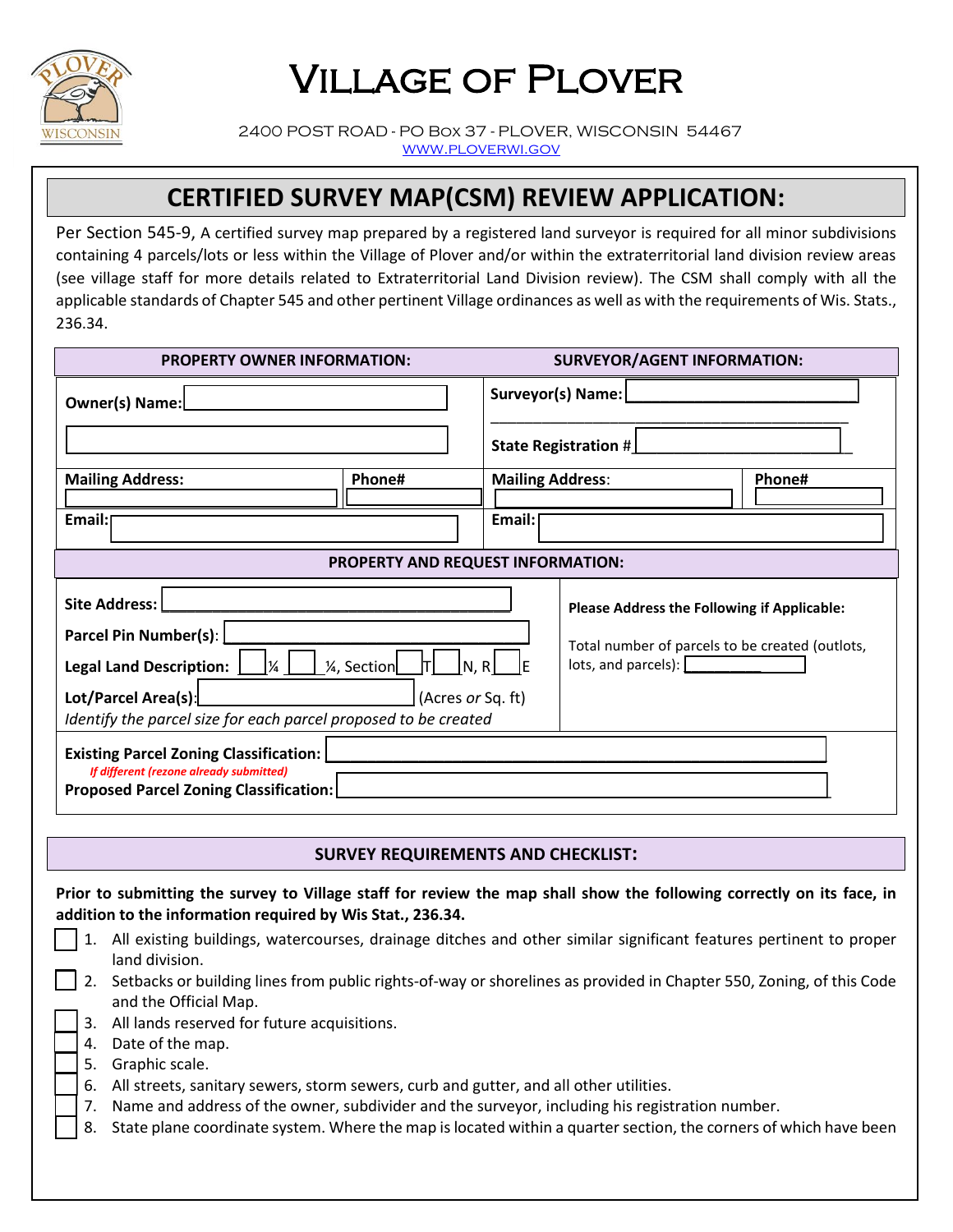# Village of Plover

2400 POST ROAD - PO BOX 37 - PLOVER, WISCONSIN 54467
WWW.PLOVERWI.GOV

## CERTIFIED SURVEY MAP(CSM) REVIEW APPLICATION:

Per Section 545-9, A certified survey map prepared by a registered land surveyor is required for all minor subdivisions containing 4 parcels/lots or less within the Village of Plover and/or within the extraterritorial land division review areas (see village staff for more details related to Extraterritorial Land Division review). The CSM shall comply with all the applicable standards of Chapter 545 and other pertinent Village ordinances as well as with the requirements of Wis. Stats., 236.34.

| PROPERTY OWNER INFORMATION: | | SURVEYOR/AGENT INFORMATION: | |
|---|---|---|---|
| **Owner(s) Name:** | | **Surveyor(s) Name:** | |
| | | **State Registration #** | |
| **Mailing Address:** | **Phone#** | **Mailing Address:** | **Phone#** |
| **Email:** | | **Email:** | |

### PROPERTY AND REQUEST INFORMATION:

**Site Address:**

**Parcel Pin Number(s):**

**Legal Land Description:** ___ ¼ ___ ¼, Section ___ T ___ N, R ___ E

**Lot/Parcel Area(s):** ___ (Acres *or* Sq. ft)

*Identify the parcel size for each parcel proposed to be created*

**Please Address the Following if Applicable:**

Total number of parcels to be created (outlots, lots, and parcels): ___

**Existing Parcel Zoning Classification:**

*If different (rezone already submitted)*

**Proposed Parcel Zoning Classification:**

### SURVEY REQUIREMENTS AND CHECKLIST:

**Prior to submitting the survey to Village staff for review the map shall show the following correctly on its face, in addition to the information required by Wis Stat., 236.34.**

- [ ] 1. All existing buildings, watercourses, drainage ditches and other similar significant features pertinent to proper land division.
- [ ] 2. Setbacks or building lines from public rights-of-way or shorelines as provided in Chapter 550, Zoning, of this Code and the Official Map.
- [ ] 3. All lands reserved for future acquisitions.
- [ ] 4. Date of the map.
- [ ] 5. Graphic scale.
- [ ] 6. All streets, sanitary sewers, storm sewers, curb and gutter, and all other utilities.
- [ ] 7. Name and address of the owner, subdivider and the surveyor, including his registration number.
- [ ] 8. State plane coordinate system. Where the map is located within a quarter section, the corners of which have been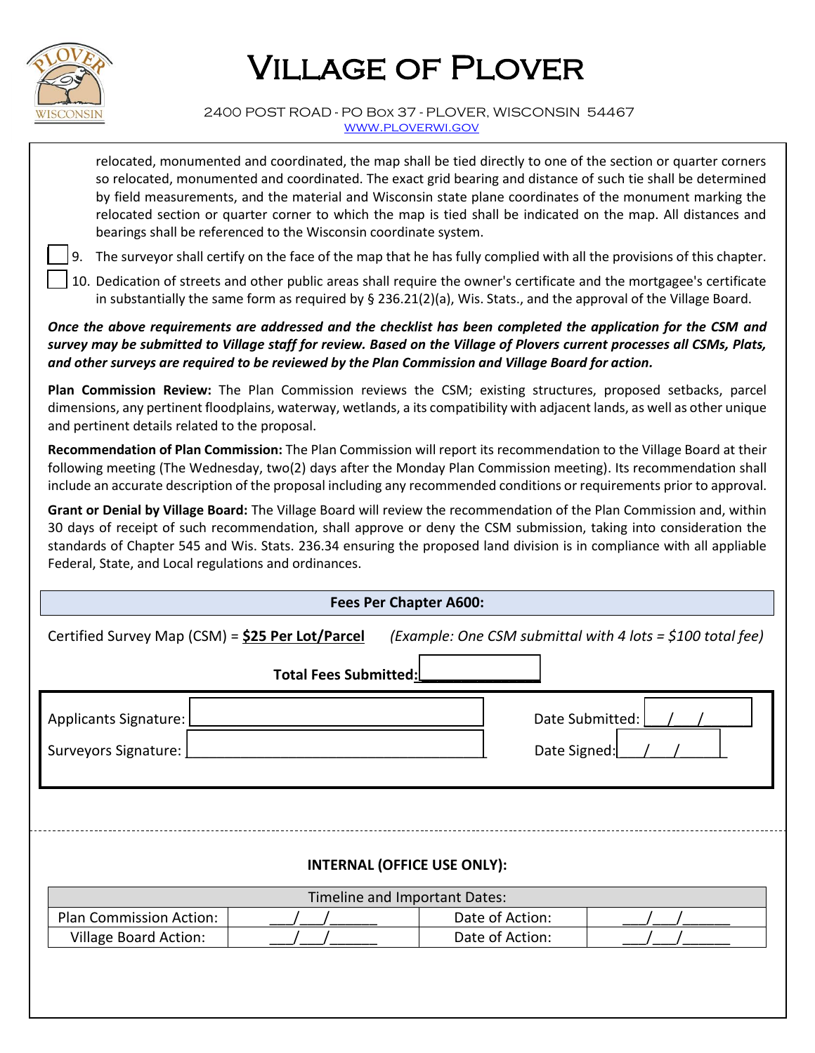relocated, monumented and coordinated, the map shall be tied directly to one of the section or quarter corners so relocated, monumented and coordinated. The exact grid bearing and distance of such tie shall be determined by field measurements, and the material and Wisconsin state plane coordinates of the monument marking the relocated section or quarter corner to which the map is tied shall be indicated on the map. All distances and bearings shall be referenced to the Wisconsin coordinate system.

- [ ] 9. The surveyor shall certify on the face of the map that he has fully complied with all the provisions of this chapter.
- [ ] 10. Dedication of streets and other public areas shall require the owner's certificate and the mortgagee's certificate in substantially the same form as required by § 236.21(2)(a), Wis. Stats., and the approval of the Village Board.

***Once the above requirements are addressed and the checklist has been completed the application for the CSM and survey may be submitted to Village staff for review. Based on the Village of Plovers current processes all CSMs, Plats, and other surveys are required to be reviewed by the Plan Commission and Village Board for action.***

**Plan Commission Review:** The Plan Commission reviews the CSM; existing structures, proposed setbacks, parcel dimensions, any pertinent floodplains, waterway, wetlands, a its compatibility with adjacent lands, as well as other unique and pertinent details related to the proposal.

**Recommendation of Plan Commission:** The Plan Commission will report its recommendation to the Village Board at their following meeting (The Wednesday, two(2) days after the Monday Plan Commission meeting). Its recommendation shall include an accurate description of the proposal including any recommended conditions or requirements prior to approval.

**Grant or Denial by Village Board:** The Village Board will review the recommendation of the Plan Commission and, within 30 days of receipt of such recommendation, shall approve or deny the CSM submission, taking into consideration the standards of Chapter 545 and Wis. Stats. 236.34 ensuring the proposed land division is in compliance with all appliable Federal, State, and Local regulations and ordinances.

**Fees Per Chapter A600:**

Certified Survey Map (CSM) = **$25 Per Lot/Parcel** *(Example: One CSM submittal with 4 lots = $100 total fee)*

**Total Fees Submitted:** ______________

Applicants Signature: ______________________________ Date Submitted: ___/___/______

Surveyors Signature: ______________________________ Date Signed: ___/___/______

**INTERNAL (OFFICE USE ONLY):**

| Timeline and Important Dates: | | | |
|---|---|---|---|
| Plan Commission Action: | ___/___/______ | Date of Action: | ___/___/______ |
| Village Board Action: | ___/___/______ | Date of Action: | ___/___/______ |